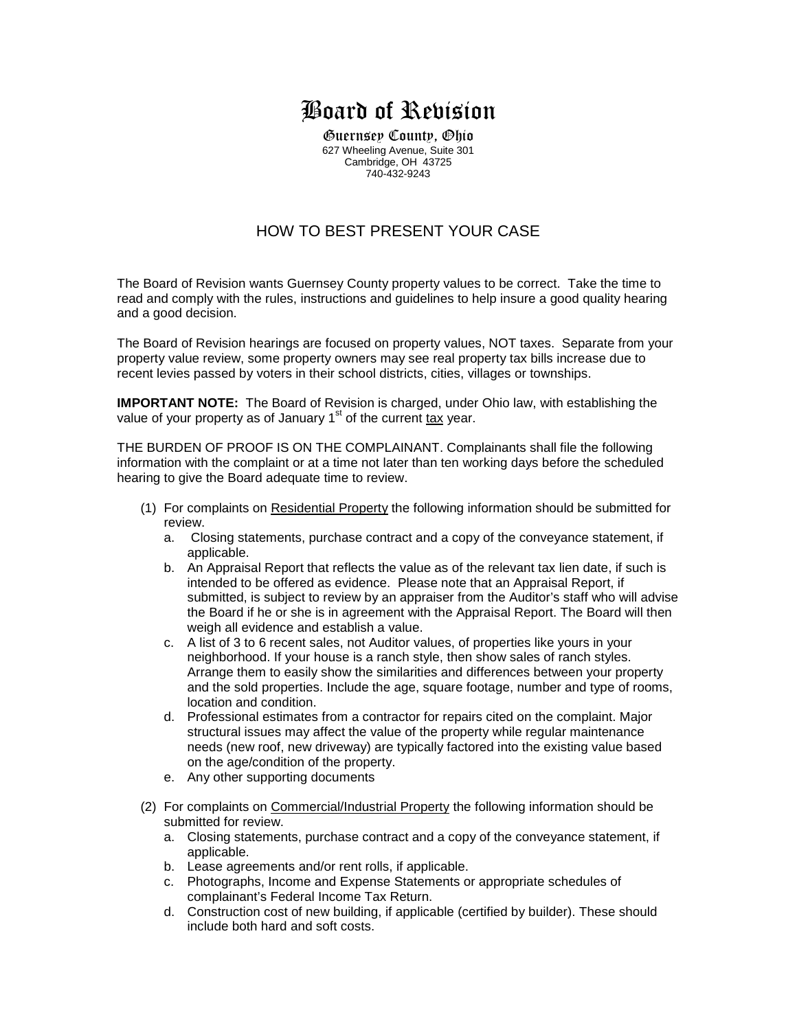# Board of Revision

**Guernsey County, Ohio**
627 Wheeling Avenue, Suite 301
Cambridge, OH 43725
740-432-9243

## HOW TO BEST PRESENT YOUR CASE

The Board of Revision wants Guernsey County property values to be correct. Take the time to read and comply with the rules, instructions and guidelines to help insure a good quality hearing and a good decision.

The Board of Revision hearings are focused on property values, NOT taxes. Separate from your property value review, some property owners may see real property tax bills increase due to recent levies passed by voters in their school districts, cities, villages or townships.

**IMPORTANT NOTE:** The Board of Revision is charged, under Ohio law, with establishing the value of your property as of January 1st of the current tax year.

THE BURDEN OF PROOF IS ON THE COMPLAINANT. Complainants shall file the following information with the complaint or at a time not later than ten working days before the scheduled hearing to give the Board adequate time to review.

(1) For complaints on Residential Property the following information should be submitted for review.
   a. Closing statements, purchase contract and a copy of the conveyance statement, if applicable.
   b. An Appraisal Report that reflects the value as of the relevant tax lien date, if such is intended to be offered as evidence. Please note that an Appraisal Report, if submitted, is subject to review by an appraiser from the Auditor's staff who will advise the Board if he or she is in agreement with the Appraisal Report. The Board will then weigh all evidence and establish a value.
   c. A list of 3 to 6 recent sales, not Auditor values, of properties like yours in your neighborhood. If your house is a ranch style, then show sales of ranch styles. Arrange them to easily show the similarities and differences between your property and the sold properties. Include the age, square footage, number and type of rooms, location and condition.
   d. Professional estimates from a contractor for repairs cited on the complaint. Major structural issues may affect the value of the property while regular maintenance needs (new roof, new driveway) are typically factored into the existing value based on the age/condition of the property.
   e. Any other supporting documents

(2) For complaints on Commercial/Industrial Property the following information should be submitted for review.
   a. Closing statements, purchase contract and a copy of the conveyance statement, if applicable.
   b. Lease agreements and/or rent rolls, if applicable.
   c. Photographs, Income and Expense Statements or appropriate schedules of complainant's Federal Income Tax Return.
   d. Construction cost of new building, if applicable (certified by builder). These should include both hard and soft costs.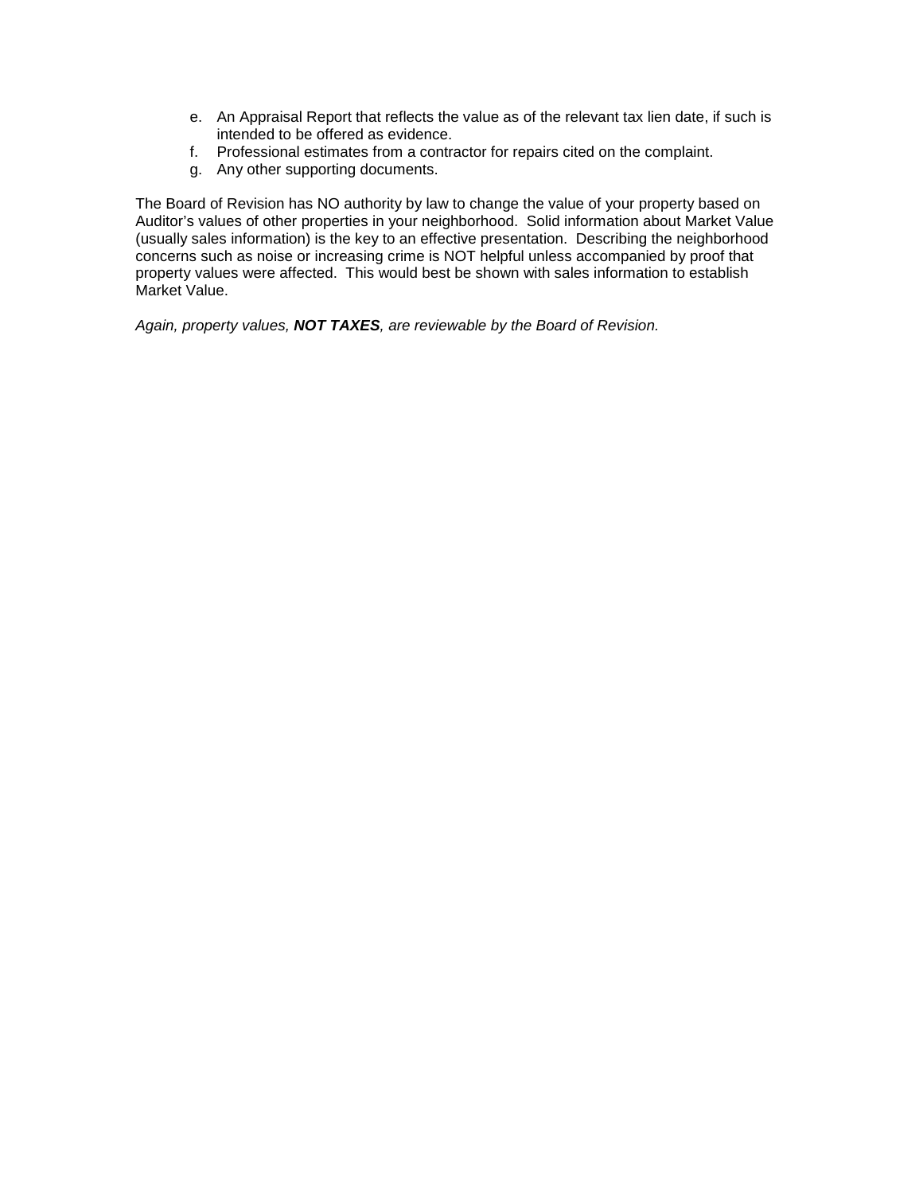e. An Appraisal Report that reflects the value as of the relevant tax lien date, if such is intended to be offered as evidence.
f. Professional estimates from a contractor for repairs cited on the complaint.
g. Any other supporting documents.

The Board of Revision has NO authority by law to change the value of your property based on Auditor's values of other properties in your neighborhood. Solid information about Market Value (usually sales information) is the key to an effective presentation. Describing the neighborhood concerns such as noise or increasing crime is NOT helpful unless accompanied by proof that property values were affected. This would best be shown with sales information to establish Market Value.

*Again, property values, **NOT TAXES**, are reviewable by the Board of Revision.*